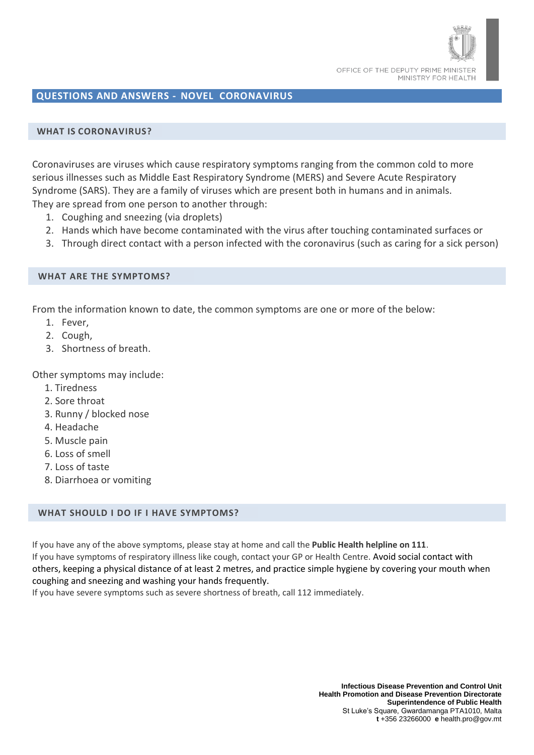OFFICE OF THE DEPUTY PRIME MINISTER
MINISTRY FOR HEALTH

# QUESTIONS AND ANSWERS - NOVEL CORONAVIRUS

## WHAT IS CORONAVIRUS?

Coronaviruses are viruses which cause respiratory symptoms ranging from the common cold to more serious illnesses such as Middle East Respiratory Syndrome (MERS) and Severe Acute Respiratory Syndrome (SARS). They are a family of viruses which are present both in humans and in animals.
They are spread from one person to another through:

1. Coughing and sneezing (via droplets)
2. Hands which have become contaminated with the virus after touching contaminated surfaces or
3. Through direct contact with a person infected with the coronavirus (such as caring for a sick person)

## WHAT ARE THE SYMPTOMS?

From the information known to date, the common symptoms are one or more of the below:

1. Fever,
2. Cough,
3. Shortness of breath.

Other symptoms may include:

1. Tiredness
2. Sore throat
3. Runny / blocked nose
4. Headache
5. Muscle pain
6. Loss of smell
7. Loss of taste
8. Diarrhoea or vomiting

## WHAT SHOULD I DO IF I HAVE SYMPTOMS?

If you have any of the above symptoms, please stay at home and call the **Public Health helpline on 111**.
If you have symptoms of respiratory illness like cough, contact your GP or Health Centre. Avoid social contact with others, keeping a physical distance of at least 2 metres, and practice simple hygiene by covering your mouth when coughing and sneezing and washing your hands frequently.
If you have severe symptoms such as severe shortness of breath, call 112 immediately.

**Infectious Disease Prevention and Control Unit**
**Health Promotion and Disease Prevention Directorate**
**Superintendence of Public Health**
St Luke's Square, Gwardamanga PTA1010, Malta
**t** +356 23266000 **e** health.pro@gov.mt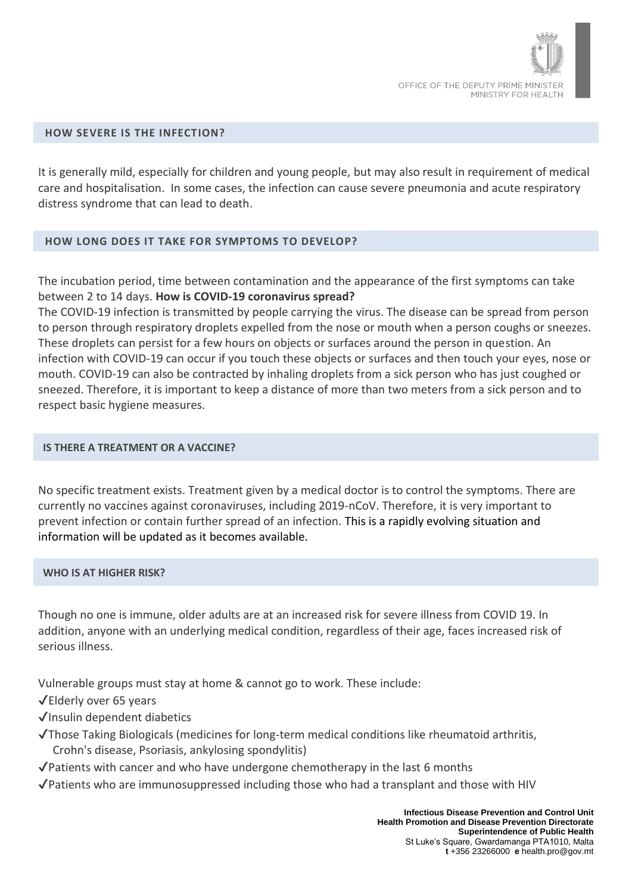## HOW SEVERE IS THE INFECTION?

It is generally mild, especially for children and young people, but may also result in requirement of medical care and hospitalisation. In some cases, the infection can cause severe pneumonia and acute respiratory distress syndrome that can lead to death.

## HOW LONG DOES IT TAKE FOR SYMPTOMS TO DEVELOP?

The incubation period, time between contamination and the appearance of the first symptoms can take between 2 to 14 days. **How is COVID-19 coronavirus spread?**

The COVID-19 infection is transmitted by people carrying the virus. The disease can be spread from person to person through respiratory droplets expelled from the nose or mouth when a person coughs or sneezes. These droplets can persist for a few hours on objects or surfaces around the person in question. An infection with COVID-19 can occur if you touch these objects or surfaces and then touch your eyes, nose or mouth. COVID-19 can also be contracted by inhaling droplets from a sick person who has just coughed or sneezed. Therefore, it is important to keep a distance of more than two meters from a sick person and to respect basic hygiene measures.

## IS THERE A TREATMENT OR A VACCINE?

No specific treatment exists. Treatment given by a medical doctor is to control the symptoms. There are currently no vaccines against coronaviruses, including 2019-nCoV. Therefore, it is very important to prevent infection or contain further spread of an infection. This is a rapidly evolving situation and information will be updated as it becomes available.

## WHO IS AT HIGHER RISK?

Though no one is immune, older adults are at an increased risk for severe illness from COVID 19. In addition, anyone with an underlying medical condition, regardless of their age, faces increased risk of serious illness.

Vulnerable groups must stay at home & cannot go to work. These include:

- ✓Elderly over 65 years
- ✓Insulin dependent diabetics
- ✓Those Taking Biologicals (medicines for long-term medical conditions like rheumatoid arthritis, Crohn's disease, Psoriasis, ankylosing spondylitis)
- ✓Patients with cancer and who have undergone chemotherapy in the last 6 months
- ✓Patients who are immunosuppressed including those who had a transplant and those with HIV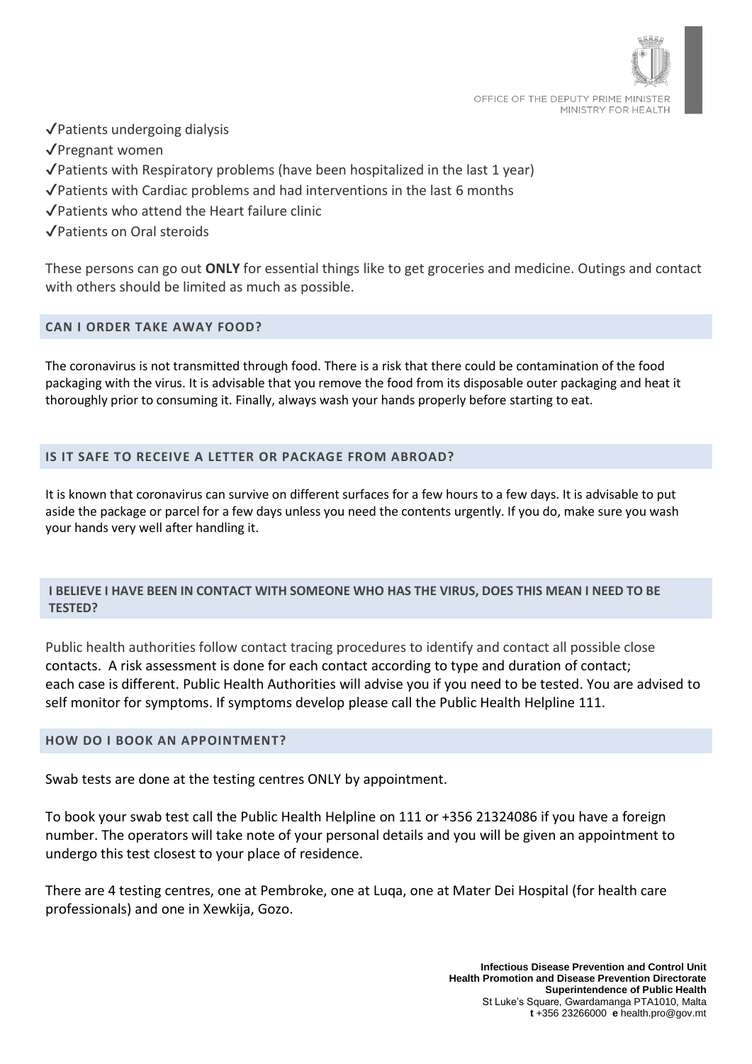✓Patients undergoing dialysis

✓Pregnant women

✓Patients with Respiratory problems (have been hospitalized in the last 1 year)

✓Patients with Cardiac problems and had interventions in the last 6 months

✓Patients who attend the Heart failure clinic

✓Patients on Oral steroids

These persons can go out **ONLY** for essential things like to get groceries and medicine. Outings and contact with others should be limited as much as possible.

## CAN I ORDER TAKE AWAY FOOD?

The coronavirus is not transmitted through food. There is a risk that there could be contamination of the food packaging with the virus. It is advisable that you remove the food from its disposable outer packaging and heat it thoroughly prior to consuming it. Finally, always wash your hands properly before starting to eat.

## IS IT SAFE TO RECEIVE A LETTER OR PACKAGE FROM ABROAD?

It is known that coronavirus can survive on different surfaces for a few hours to a few days. It is advisable to put aside the package or parcel for a few days unless you need the contents urgently. If you do, make sure you wash your hands very well after handling it.

## I BELIEVE I HAVE BEEN IN CONTACT WITH SOMEONE WHO HAS THE VIRUS, DOES THIS MEAN I NEED TO BE TESTED?

Public health authorities follow contact tracing procedures to identify and contact all possible close contacts. A risk assessment is done for each contact according to type and duration of contact; each case is different. Public Health Authorities will advise you if you need to be tested. You are advised to self monitor for symptoms. If symptoms develop please call the Public Health Helpline 111.

## HOW DO I BOOK AN APPOINTMENT?

Swab tests are done at the testing centres ONLY by appointment.

To book your swab test call the Public Health Helpline on 111 or +356 21324086 if you have a foreign number. The operators will take note of your personal details and you will be given an appointment to undergo this test closest to your place of residence.

There are 4 testing centres, one at Pembroke, one at Luqa, one at Mater Dei Hospital (for health care professionals) and one in Xewkija, Gozo.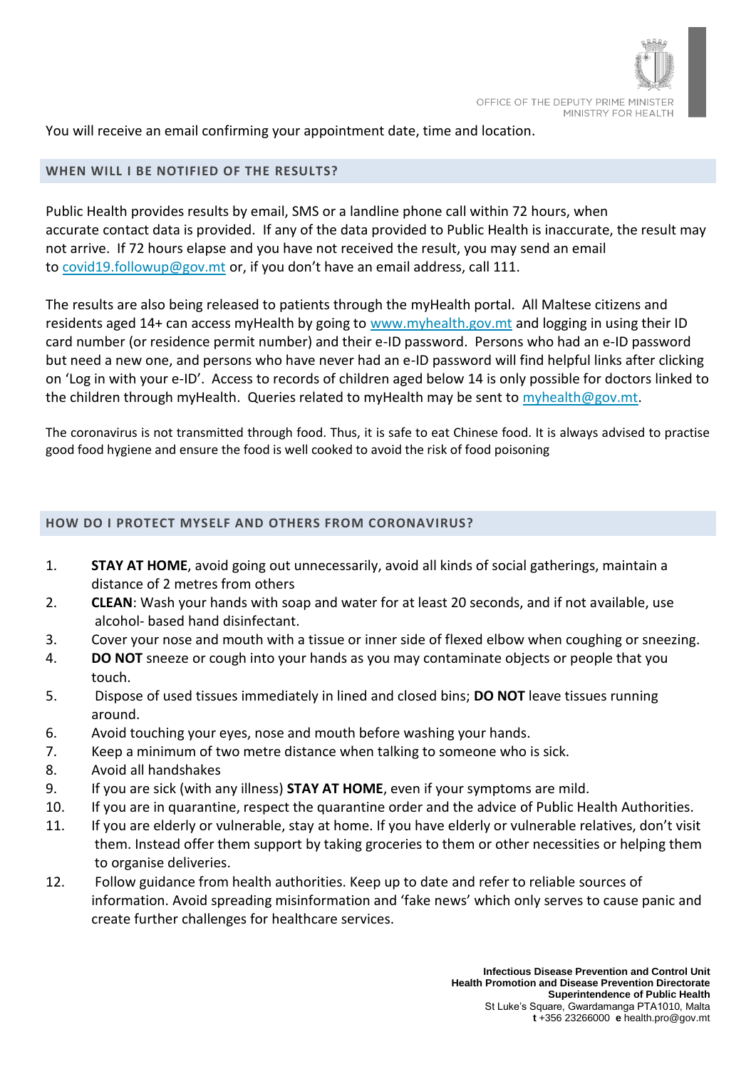You will receive an email confirming your appointment date, time and location.

## WHEN WILL I BE NOTIFIED OF THE RESULTS?

Public Health provides results by email, SMS or a landline phone call within 72 hours, when accurate contact data is provided. If any of the data provided to Public Health is inaccurate, the result may not arrive. If 72 hours elapse and you have not received the result, you may send an email to covid19.followup@gov.mt or, if you don't have an email address, call 111.

The results are also being released to patients through the myHealth portal. All Maltese citizens and residents aged 14+ can access myHealth by going to www.myhealth.gov.mt and logging in using their ID card number (or residence permit number) and their e-ID password. Persons who had an e-ID password but need a new one, and persons who have never had an e-ID password will find helpful links after clicking on 'Log in with your e-ID'. Access to records of children aged below 14 is only possible for doctors linked to the children through myHealth. Queries related to myHealth may be sent to myhealth@gov.mt.

The coronavirus is not transmitted through food. Thus, it is safe to eat Chinese food. It is always advised to practise good food hygiene and ensure the food is well cooked to avoid the risk of food poisoning

## HOW DO I PROTECT MYSELF AND OTHERS FROM CORONAVIRUS?

1. **STAY AT HOME**, avoid going out unnecessarily, avoid all kinds of social gatherings, maintain a distance of 2 metres from others
2. **CLEAN**: Wash your hands with soap and water for at least 20 seconds, and if not available, use alcohol- based hand disinfectant.
3. Cover your nose and mouth with a tissue or inner side of flexed elbow when coughing or sneezing.
4. **DO NOT** sneeze or cough into your hands as you may contaminate objects or people that you touch.
5. Dispose of used tissues immediately in lined and closed bins; **DO NOT** leave tissues running around.
6. Avoid touching your eyes, nose and mouth before washing your hands.
7. Keep a minimum of two metre distance when talking to someone who is sick.
8. Avoid all handshakes
9. If you are sick (with any illness) **STAY AT HOME**, even if your symptoms are mild.
10. If you are in quarantine, respect the quarantine order and the advice of Public Health Authorities.
11. If you are elderly or vulnerable, stay at home. If you have elderly or vulnerable relatives, don't visit them. Instead offer them support by taking groceries to them or other necessities or helping them to organise deliveries.
12. Follow guidance from health authorities. Keep up to date and refer to reliable sources of information. Avoid spreading misinformation and 'fake news' which only serves to cause panic and create further challenges for healthcare services.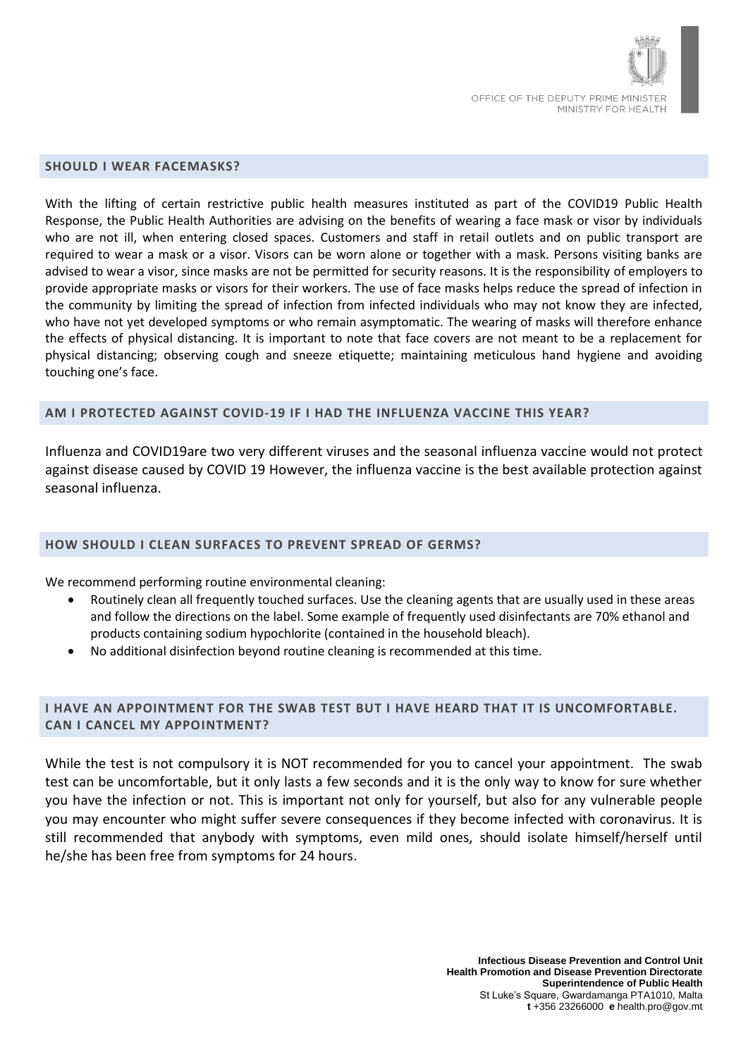## SHOULD I WEAR FACEMASKS?

With the lifting of certain restrictive public health measures instituted as part of the COVID19 Public Health Response, the Public Health Authorities are advising on the benefits of wearing a face mask or visor by individuals who are not ill, when entering closed spaces. Customers and staff in retail outlets and on public transport are required to wear a mask or a visor. Visors can be worn alone or together with a mask. Persons visiting banks are advised to wear a visor, since masks are not be permitted for security reasons. It is the responsibility of employers to provide appropriate masks or visors for their workers. The use of face masks helps reduce the spread of infection in the community by limiting the spread of infection from infected individuals who may not know they are infected, who have not yet developed symptoms or who remain asymptomatic. The wearing of masks will therefore enhance the effects of physical distancing. It is important to note that face covers are not meant to be a replacement for physical distancing; observing cough and sneeze etiquette; maintaining meticulous hand hygiene and avoiding touching one's face.

## AM I PROTECTED AGAINST COVID-19 IF I HAD THE INFLUENZA VACCINE THIS YEAR?

Influenza and COVID19are two very different viruses and the seasonal influenza vaccine would not protect against disease caused by COVID 19 However, the influenza vaccine is the best available protection against seasonal influenza.

## HOW SHOULD I CLEAN SURFACES TO PREVENT SPREAD OF GERMS?

We recommend performing routine environmental cleaning:

- Routinely clean all frequently touched surfaces. Use the cleaning agents that are usually used in these areas and follow the directions on the label. Some example of frequently used disinfectants are 70% ethanol and products containing sodium hypochlorite (contained in the household bleach).
- No additional disinfection beyond routine cleaning is recommended at this time.

## I HAVE AN APPOINTMENT FOR THE SWAB TEST BUT I HAVE HEARD THAT IT IS UNCOMFORTABLE. CAN I CANCEL MY APPOINTMENT?

While the test is not compulsory it is NOT recommended for you to cancel your appointment. The swab test can be uncomfortable, but it only lasts a few seconds and it is the only way to know for sure whether you have the infection or not. This is important not only for yourself, but also for any vulnerable people you may encounter who might suffer severe consequences if they become infected with coronavirus. It is still recommended that anybody with symptoms, even mild ones, should isolate himself/herself until he/she has been free from symptoms for 24 hours.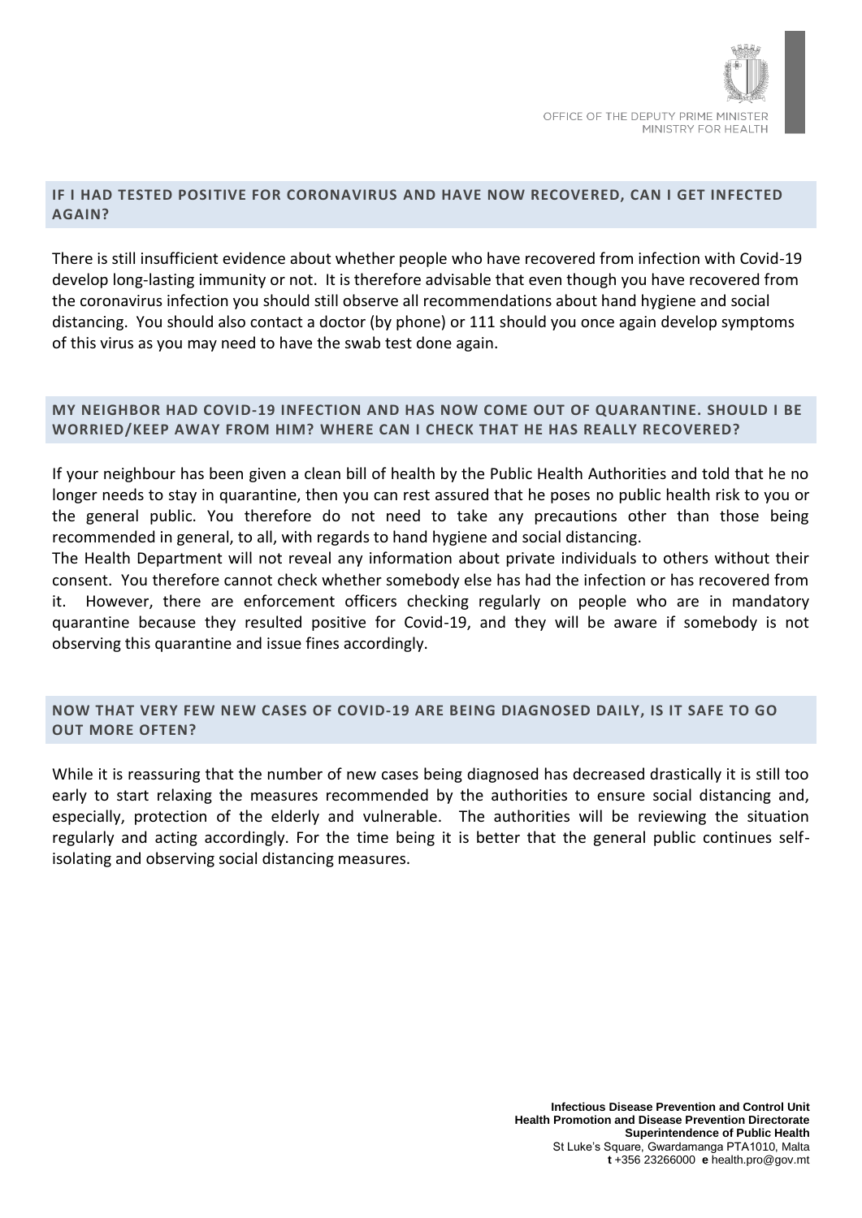### IF I HAD TESTED POSITIVE FOR CORONAVIRUS AND HAVE NOW RECOVERED, CAN I GET INFECTED AGAIN?

There is still insufficient evidence about whether people who have recovered from infection with Covid-19 develop long-lasting immunity or not. It is therefore advisable that even though you have recovered from the coronavirus infection you should still observe all recommendations about hand hygiene and social distancing. You should also contact a doctor (by phone) or 111 should you once again develop symptoms of this virus as you may need to have the swab test done again.

### MY NEIGHBOR HAD COVID-19 INFECTION AND HAS NOW COME OUT OF QUARANTINE. SHOULD I BE WORRIED/KEEP AWAY FROM HIM? WHERE CAN I CHECK THAT HE HAS REALLY RECOVERED?

If your neighbour has been given a clean bill of health by the Public Health Authorities and told that he no longer needs to stay in quarantine, then you can rest assured that he poses no public health risk to you or the general public. You therefore do not need to take any precautions other than those being recommended in general, to all, with regards to hand hygiene and social distancing.

The Health Department will not reveal any information about private individuals to others without their consent. You therefore cannot check whether somebody else has had the infection or has recovered from it. However, there are enforcement officers checking regularly on people who are in mandatory quarantine because they resulted positive for Covid-19, and they will be aware if somebody is not observing this quarantine and issue fines accordingly.

### NOW THAT VERY FEW NEW CASES OF COVID-19 ARE BEING DIAGNOSED DAILY, IS IT SAFE TO GO OUT MORE OFTEN?

While it is reassuring that the number of new cases being diagnosed has decreased drastically it is still too early to start relaxing the measures recommended by the authorities to ensure social distancing and, especially, protection of the elderly and vulnerable. The authorities will be reviewing the situation regularly and acting accordingly. For the time being it is better that the general public continues self-isolating and observing social distancing measures.